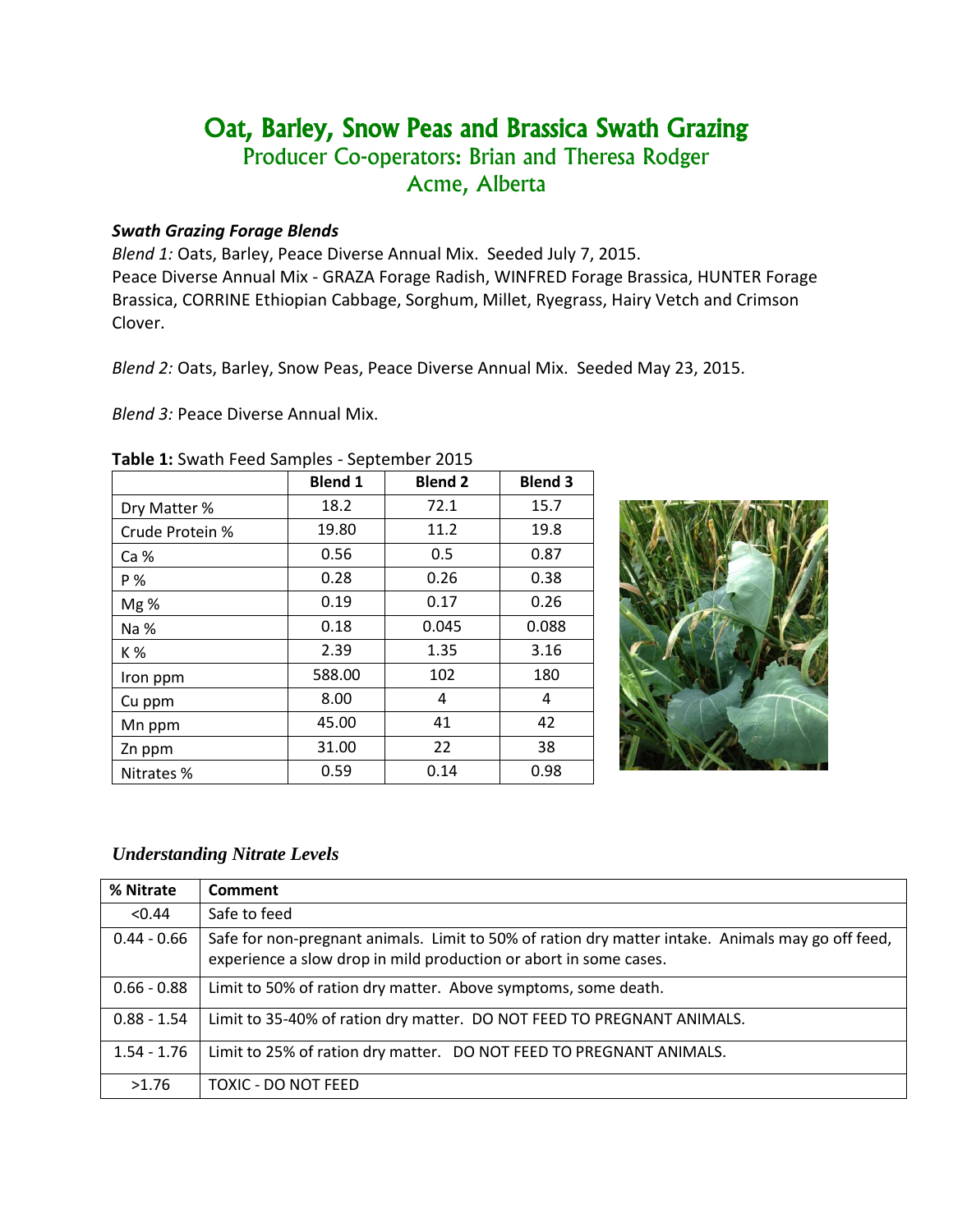# Oat, Barley, Snow Peas and Brassica Swath Grazing

## Producer Co-operators: Brian and Theresa Rodger

## Acme, Alberta

***Swath Grazing Forage Blends***

*Blend 1:* Oats, Barley, Peace Diverse Annual Mix. Seeded July 7, 2015.
Peace Diverse Annual Mix - GRAZA Forage Radish, WINFRED Forage Brassica, HUNTER Forage Brassica, CORRINE Ethiopian Cabbage, Sorghum, Millet, Ryegrass, Hairy Vetch and Crimson Clover.

*Blend 2:* Oats, Barley, Snow Peas, Peace Diverse Annual Mix. Seeded May 23, 2015.

*Blend 3:* Peace Diverse Annual Mix.

**Table 1:** Swath Feed Samples - September 2015

| | Blend 1 | Blend 2 | Blend 3 |
|---|---|---|---|
| Dry Matter % | 18.2 | 72.1 | 15.7 |
| Crude Protein % | 19.80 | 11.2 | 19.8 |
| Ca % | 0.56 | 0.5 | 0.87 |
| P % | 0.28 | 0.26 | 0.38 |
| Mg % | 0.19 | 0.17 | 0.26 |
| Na % | 0.18 | 0.045 | 0.088 |
| K % | 2.39 | 1.35 | 3.16 |
| Iron ppm | 588.00 | 102 | 180 |
| Cu ppm | 8.00 | 4 | 4 |
| Mn ppm | 45.00 | 41 | 42 |
| Zn ppm | 31.00 | 22 | 38 |
| Nitrates % | 0.59 | 0.14 | 0.98 |

***Understanding Nitrate Levels***

| % Nitrate | Comment |
|---|---|
| <0.44 | Safe to feed |
| 0.44 - 0.66 | Safe for non-pregnant animals. Limit to 50% of ration dry matter intake. Animals may go off feed, experience a slow drop in mild production or abort in some cases. |
| 0.66 - 0.88 | Limit to 50% of ration dry matter. Above symptoms, some death. |
| 0.88 - 1.54 | Limit to 35-40% of ration dry matter. DO NOT FEED TO PREGNANT ANIMALS. |
| 1.54 - 1.76 | Limit to 25% of ration dry matter. DO NOT FEED TO PREGNANT ANIMALS. |
| >1.76 | TOXIC - DO NOT FEED |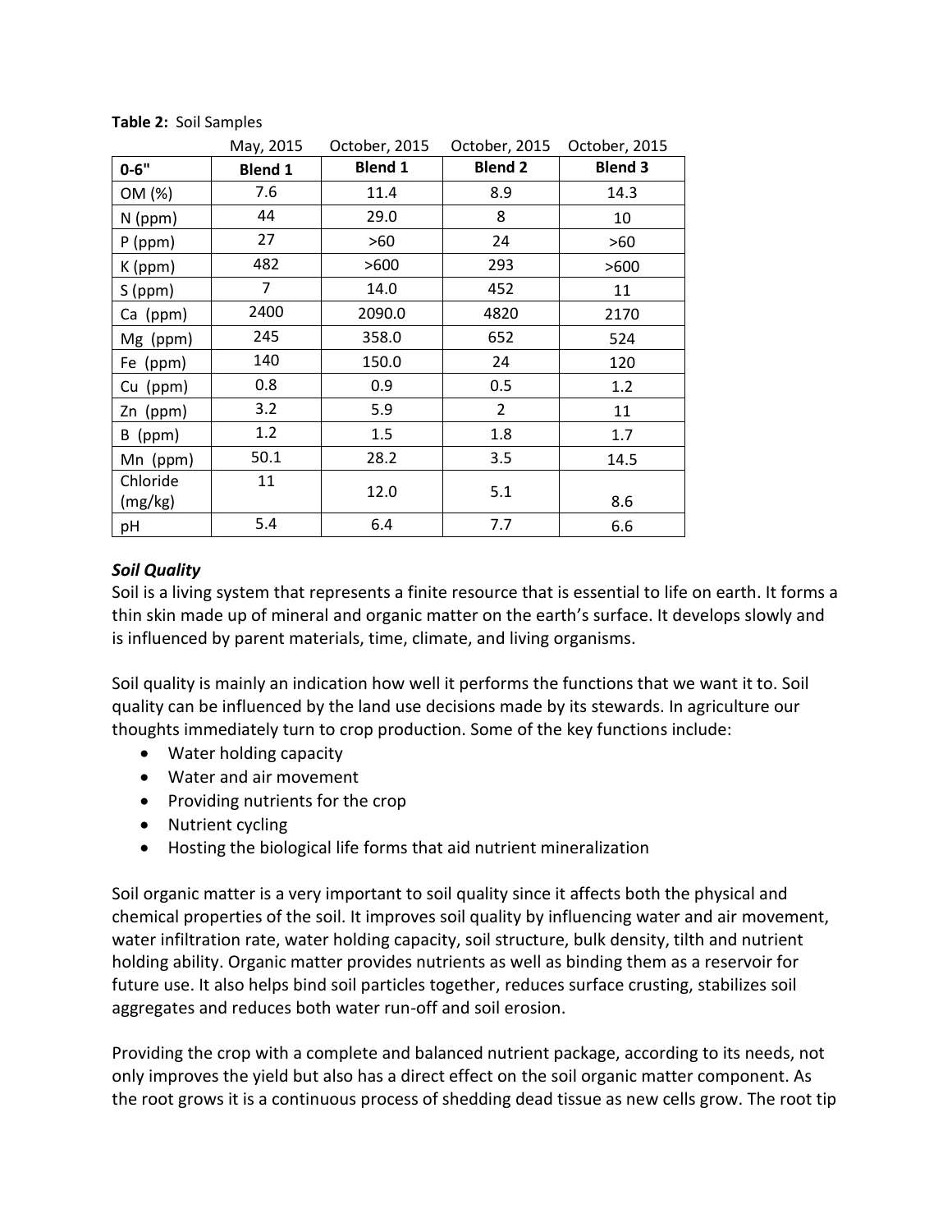**Table 2:** Soil Samples

| | May, 2015 | October, 2015 | October, 2015 | October, 2015 |
|---|---|---|---|---|
| **0-6"** | **Blend 1** | **Blend 1** | **Blend 2** | **Blend 3** |
| OM (%) | 7.6 | 11.4 | 8.9 | 14.3 |
| N (ppm) | 44 | 29.0 | 8 | 10 |
| P (ppm) | 27 | >60 | 24 | >60 |
| K (ppm) | 482 | >600 | 293 | >600 |
| S (ppm) | 7 | 14.0 | 452 | 11 |
| Ca (ppm) | 2400 | 2090.0 | 4820 | 2170 |
| Mg (ppm) | 245 | 358.0 | 652 | 524 |
| Fe (ppm) | 140 | 150.0 | 24 | 120 |
| Cu (ppm) | 0.8 | 0.9 | 0.5 | 1.2 |
| Zn (ppm) | 3.2 | 5.9 | 2 | 11 |
| B (ppm) | 1.2 | 1.5 | 1.8 | 1.7 |
| Mn (ppm) | 50.1 | 28.2 | 3.5 | 14.5 |
| Chloride (mg/kg) | 11 | 12.0 | 5.1 | 8.6 |
| pH | 5.4 | 6.4 | 7.7 | 6.6 |

***Soil Quality***

Soil is a living system that represents a finite resource that is essential to life on earth. It forms a thin skin made up of mineral and organic matter on the earth's surface. It develops slowly and is influenced by parent materials, time, climate, and living organisms.

Soil quality is mainly an indication how well it performs the functions that we want it to. Soil quality can be influenced by the land use decisions made by its stewards. In agriculture our thoughts immediately turn to crop production. Some of the key functions include:

- Water holding capacity
- Water and air movement
- Providing nutrients for the crop
- Nutrient cycling
- Hosting the biological life forms that aid nutrient mineralization

Soil organic matter is a very important to soil quality since it affects both the physical and chemical properties of the soil. It improves soil quality by influencing water and air movement, water infiltration rate, water holding capacity, soil structure, bulk density, tilth and nutrient holding ability. Organic matter provides nutrients as well as binding them as a reservoir for future use. It also helps bind soil particles together, reduces surface crusting, stabilizes soil aggregates and reduces both water run-off and soil erosion.

Providing the crop with a complete and balanced nutrient package, according to its needs, not only improves the yield but also has a direct effect on the soil organic matter component. As the root grows it is a continuous process of shedding dead tissue as new cells grow. The root tip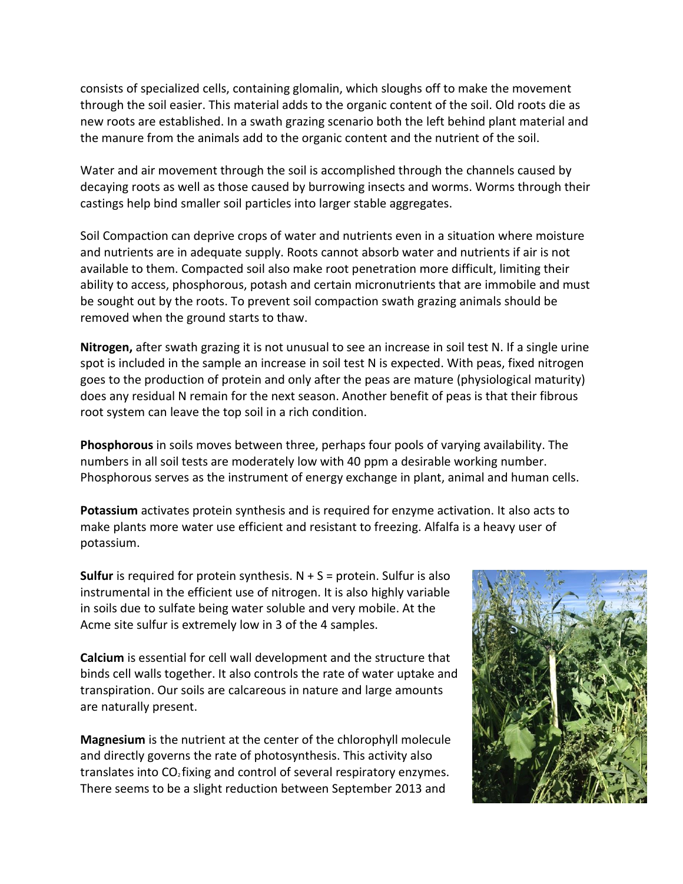consists of specialized cells, containing glomalin, which sloughs off to make the movement through the soil easier. This material adds to the organic content of the soil. Old roots die as new roots are established. In a swath grazing scenario both the left behind plant material and the manure from the animals add to the organic content and the nutrient of the soil.

Water and air movement through the soil is accomplished through the channels caused by decaying roots as well as those caused by burrowing insects and worms. Worms through their castings help bind smaller soil particles into larger stable aggregates.

Soil Compaction can deprive crops of water and nutrients even in a situation where moisture and nutrients are in adequate supply. Roots cannot absorb water and nutrients if air is not available to them. Compacted soil also make root penetration more difficult, limiting their ability to access, phosphorous, potash and certain micronutrients that are immobile and must be sought out by the roots. To prevent soil compaction swath grazing animals should be removed when the ground starts to thaw.

**Nitrogen,** after swath grazing it is not unusual to see an increase in soil test N. If a single urine spot is included in the sample an increase in soil test N is expected. With peas, fixed nitrogen goes to the production of protein and only after the peas are mature (physiological maturity) does any residual N remain for the next season. Another benefit of peas is that their fibrous root system can leave the top soil in a rich condition.

**Phosphorous** in soils moves between three, perhaps four pools of varying availability. The numbers in all soil tests are moderately low with 40 ppm a desirable working number. Phosphorous serves as the instrument of energy exchange in plant, animal and human cells.

**Potassium** activates protein synthesis and is required for enzyme activation. It also acts to make plants more water use efficient and resistant to freezing. Alfalfa is a heavy user of potassium.

**Sulfur** is required for protein synthesis. N + S = protein. Sulfur is also instrumental in the efficient use of nitrogen. It is also highly variable in soils due to sulfate being water soluble and very mobile. At the Acme site sulfur is extremely low in 3 of the 4 samples.

**Calcium** is essential for cell wall development and the structure that binds cell walls together. It also controls the rate of water uptake and transpiration. Our soils are calcareous in nature and large amounts are naturally present.

**Magnesium** is the nutrient at the center of the chlorophyll molecule and directly governs the rate of photosynthesis. This activity also translates into $CO_2$ fixing and control of several respiratory enzymes. There seems to be a slight reduction between September 2013 and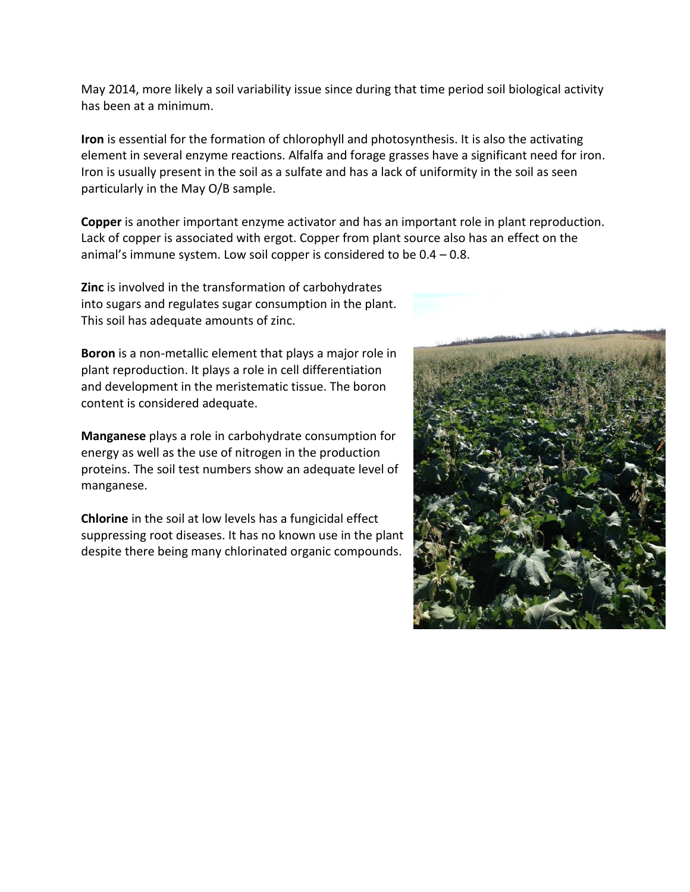May 2014, more likely a soil variability issue since during that time period soil biological activity has been at a minimum.

**Iron** is essential for the formation of chlorophyll and photosynthesis. It is also the activating element in several enzyme reactions. Alfalfa and forage grasses have a significant need for iron. Iron is usually present in the soil as a sulfate and has a lack of uniformity in the soil as seen particularly in the May O/B sample.

**Copper** is another important enzyme activator and has an important role in plant reproduction. Lack of copper is associated with ergot. Copper from plant source also has an effect on the animal's immune system. Low soil copper is considered to be 0.4 – 0.8.

**Zinc** is involved in the transformation of carbohydrates into sugars and regulates sugar consumption in the plant. This soil has adequate amounts of zinc.

**Boron** is a non-metallic element that plays a major role in plant reproduction. It plays a role in cell differentiation and development in the meristematic tissue. The boron content is considered adequate.

**Manganese** plays a role in carbohydrate consumption for energy as well as the use of nitrogen in the production proteins. The soil test numbers show an adequate level of manganese.

**Chlorine** in the soil at low levels has a fungicidal effect suppressing root diseases. It has no known use in the plant despite there being many chlorinated organic compounds.